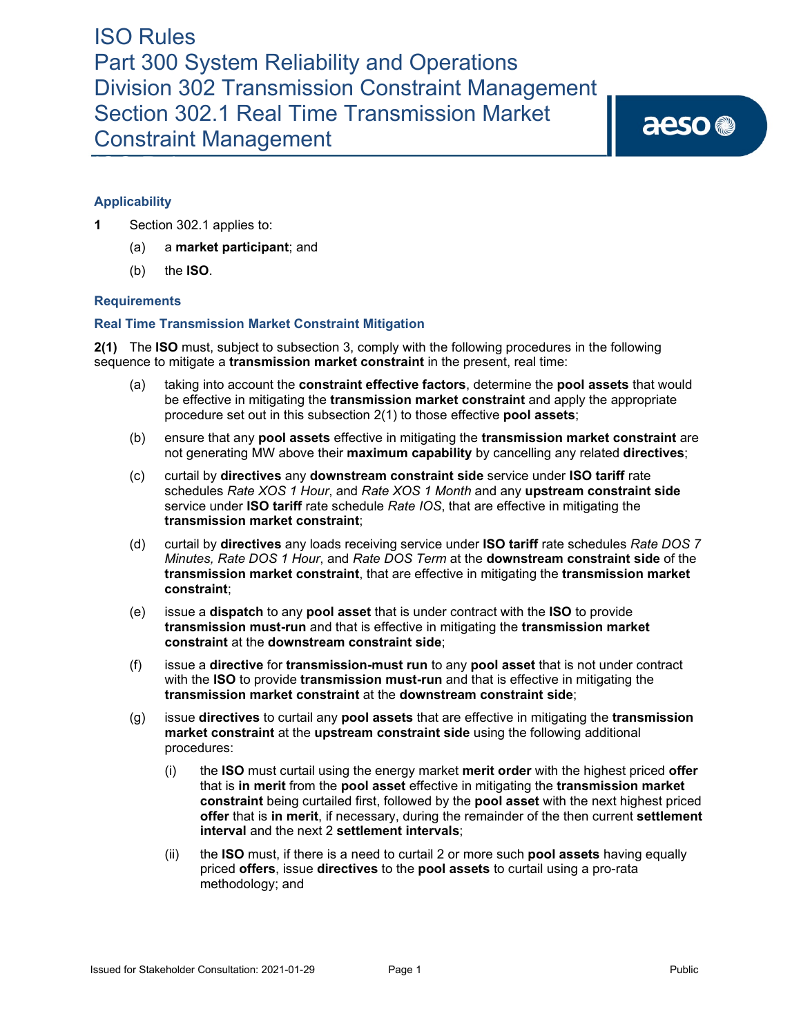# ISO Rules
# Part 300 System Reliability and Operations
# Division 302 Transmission Constraint Management
# Section 302.1 Real Time Transmission Market Constraint Management

## Applicability

**1** Section 302.1 applies to:

(a) a **market participant**; and

(b) the **ISO**.

## Requirements

### Real Time Transmission Market Constraint Mitigation

**2(1)** The **ISO** must, subject to subsection 3, comply with the following procedures in the following sequence to mitigate a **transmission market constraint** in the present, real time:

(a) taking into account the **constraint effective factors**, determine the **pool assets** that would be effective in mitigating the **transmission market constraint** and apply the appropriate procedure set out in this subsection 2(1) to those effective **pool assets**;

(b) ensure that any **pool assets** effective in mitigating the **transmission market constraint** are not generating MW above their **maximum capability** by cancelling any related **directives**;

(c) curtail by **directives** any **downstream constraint side** service under **ISO tariff** rate schedules *Rate XOS 1 Hour*, and *Rate XOS 1 Month* and any **upstream constraint side** service under **ISO tariff** rate schedule *Rate IOS*, that are effective in mitigating the **transmission market constraint**;

(d) curtail by **directives** any loads receiving service under **ISO tariff** rate schedules *Rate DOS 7 Minutes, Rate DOS 1 Hour*, and *Rate DOS Term* at the **downstream constraint side** of the **transmission market constraint**, that are effective in mitigating the **transmission market constraint**;

(e) issue a **dispatch** to any **pool asset** that is under contract with the **ISO** to provide **transmission must-run** and that is effective in mitigating the **transmission market constraint** at the **downstream constraint side**;

(f) issue a **directive** for **transmission-must run** to any **pool asset** that is not under contract with the **ISO** to provide **transmission must-run** and that is effective in mitigating the **transmission market constraint** at the **downstream constraint side**;

(g) issue **directives** to curtail any **pool assets** that are effective in mitigating the **transmission market constraint** at the **upstream constraint side** using the following additional procedures:

(i) the **ISO** must curtail using the energy market **merit order** with the highest priced **offer** that is **in merit** from the **pool asset** effective in mitigating the **transmission market constraint** being curtailed first, followed by the **pool asset** with the next highest priced **offer** that is **in merit**, if necessary, during the remainder of the then current **settlement interval** and the next 2 **settlement intervals**;

(ii) the **ISO** must, if there is a need to curtail 2 or more such **pool assets** having equally priced **offers**, issue **directives** to the **pool assets** to curtail using a pro-rata methodology; and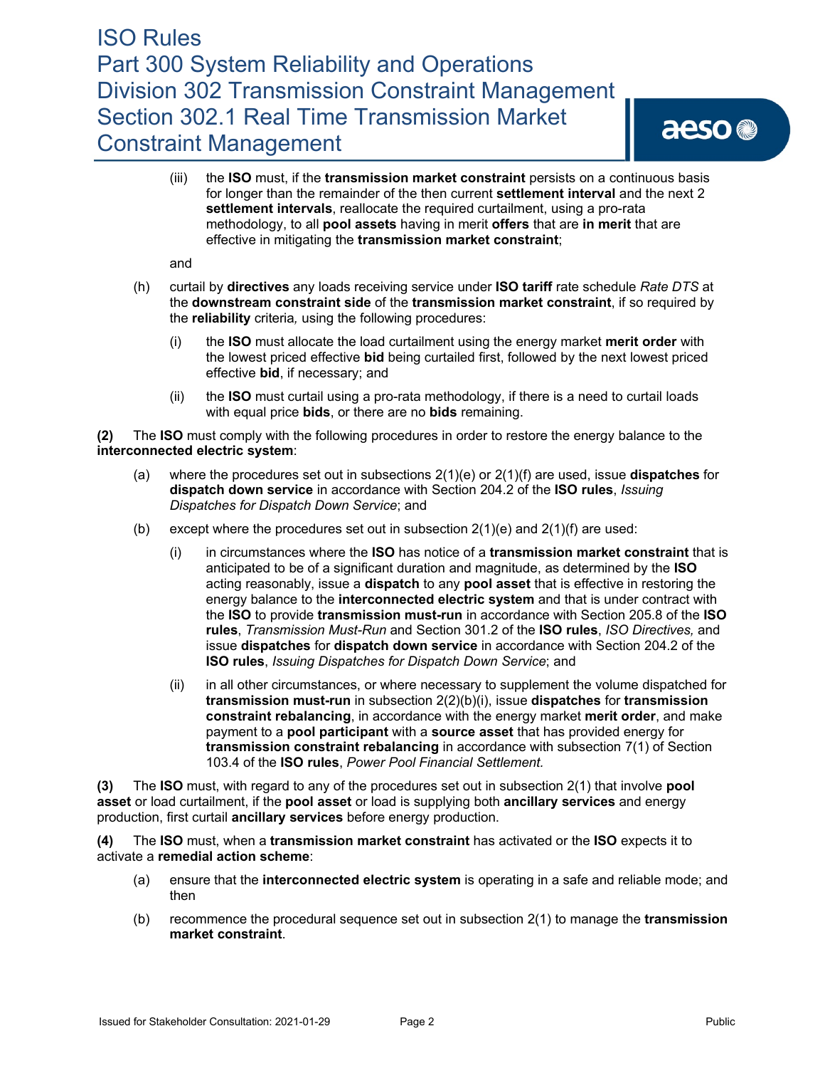(iii) the **ISO** must, if the **transmission market constraint** persists on a continuous basis for longer than the remainder of the then current **settlement interval** and the next 2 **settlement intervals**, reallocate the required curtailment, using a pro-rata methodology, to all **pool assets** having in merit **offers** that are **in merit** that are effective in mitigating the **transmission market constraint**;

and

(h) curtail by **directives** any loads receiving service under **ISO tariff** rate schedule *Rate DTS* at the **downstream constraint side** of the **transmission market constraint**, if so required by the **reliability** criteria*,* using the following procedures:

(i) the **ISO** must allocate the load curtailment using the energy market **merit order** with the lowest priced effective **bid** being curtailed first, followed by the next lowest priced effective **bid**, if necessary; and

(ii) the **ISO** must curtail using a pro-rata methodology, if there is a need to curtail loads with equal price **bids**, or there are no **bids** remaining.

**(2)** The **ISO** must comply with the following procedures in order to restore the energy balance to the **interconnected electric system**:

(a) where the procedures set out in subsections 2(1)(e) or 2(1)(f) are used, issue **dispatches** for **dispatch down service** in accordance with Section 204.2 of the **ISO rules**, *Issuing Dispatches for Dispatch Down Service*; and

(b) except where the procedures set out in subsection 2(1)(e) and 2(1)(f) are used:

(i) in circumstances where the **ISO** has notice of a **transmission market constraint** that is anticipated to be of a significant duration and magnitude, as determined by the **ISO** acting reasonably, issue a **dispatch** to any **pool asset** that is effective in restoring the energy balance to the **interconnected electric system** and that is under contract with the **ISO** to provide **transmission must-run** in accordance with Section 205.8 of the **ISO rules**, *Transmission Must-Run* and Section 301.2 of the **ISO rules**, *ISO Directives,* and issue **dispatches** for **dispatch down service** in accordance with Section 204.2 of the **ISO rules**, *Issuing Dispatches for Dispatch Down Service*; and

(ii) in all other circumstances, or where necessary to supplement the volume dispatched for **transmission must-run** in subsection 2(2)(b)(i), issue **dispatches** for **transmission constraint rebalancing**, in accordance with the energy market **merit order**, and make payment to a **pool participant** with a **source asset** that has provided energy for **transmission constraint rebalancing** in accordance with subsection 7(1) of Section 103.4 of the **ISO rules**, *Power Pool Financial Settlement.*

**(3)** The **ISO** must, with regard to any of the procedures set out in subsection 2(1) that involve **pool asset** or load curtailment, if the **pool asset** or load is supplying both **ancillary services** and energy production, first curtail **ancillary services** before energy production.

**(4)** The **ISO** must, when a **transmission market constraint** has activated or the **ISO** expects it to activate a **remedial action scheme**:

(a) ensure that the **interconnected electric system** is operating in a safe and reliable mode; and then

(b) recommence the procedural sequence set out in subsection 2(1) to manage the **transmission market constraint**.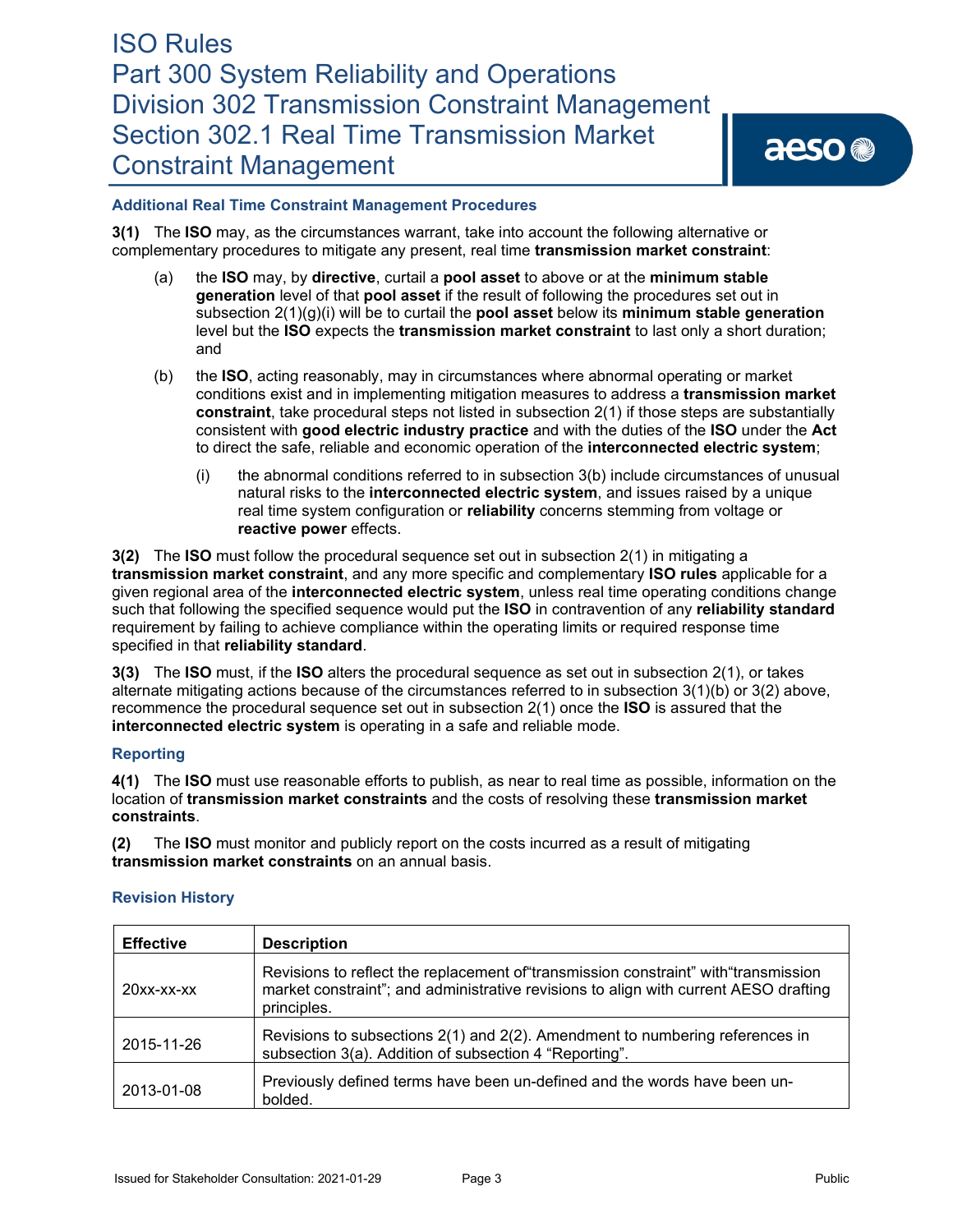### Additional Real Time Constraint Management Procedures

**3(1)** The **ISO** may, as the circumstances warrant, take into account the following alternative or complementary procedures to mitigate any present, real time **transmission market constraint**:

(a) the **ISO** may, by **directive**, curtail a **pool asset** to above or at the **minimum stable generation** level of that **pool asset** if the result of following the procedures set out in subsection 2(1)(g)(i) will be to curtail the **pool asset** below its **minimum stable generation** level but the **ISO** expects the **transmission market constraint** to last only a short duration; and

(b) the **ISO**, acting reasonably, may in circumstances where abnormal operating or market conditions exist and in implementing mitigation measures to address a **transmission market constraint**, take procedural steps not listed in subsection 2(1) if those steps are substantially consistent with **good electric industry practice** and with the duties of the **ISO** under the **Act** to direct the safe, reliable and economic operation of the **interconnected electric system**;

   (i) the abnormal conditions referred to in subsection 3(b) include circumstances of unusual natural risks to the **interconnected electric system**, and issues raised by a unique real time system configuration or **reliability** concerns stemming from voltage or **reactive power** effects.

**3(2)** The **ISO** must follow the procedural sequence set out in subsection 2(1) in mitigating a **transmission market constraint**, and any more specific and complementary **ISO rules** applicable for a given regional area of the **interconnected electric system**, unless real time operating conditions change such that following the specified sequence would put the **ISO** in contravention of any **reliability standard** requirement by failing to achieve compliance within the operating limits or required response time specified in that **reliability standard**.

**3(3)** The **ISO** must, if the **ISO** alters the procedural sequence as set out in subsection 2(1), or takes alternate mitigating actions because of the circumstances referred to in subsection 3(1)(b) or 3(2) above, recommence the procedural sequence set out in subsection 2(1) once the **ISO** is assured that the **interconnected electric system** is operating in a safe and reliable mode.

### Reporting

**4(1)** The **ISO** must use reasonable efforts to publish, as near to real time as possible, information on the location of **transmission market constraints** and the costs of resolving these **transmission market constraints**.

**(2)** The **ISO** must monitor and publicly report on the costs incurred as a result of mitigating **transmission market constraints** on an annual basis.

### Revision History

| Effective | Description |
|---|---|
| 20xx-xx-xx | Revisions to reflect the replacement of“transmission constraint” with“transmission market constraint”; and administrative revisions to align with current AESO drafting principles. |
| 2015-11-26 | Revisions to subsections 2(1) and 2(2). Amendment to numbering references in subsection 3(a). Addition of subsection 4 “Reporting”. |
| 2013-01-08 | Previously defined terms have been un-defined and the words have been un-bolded. |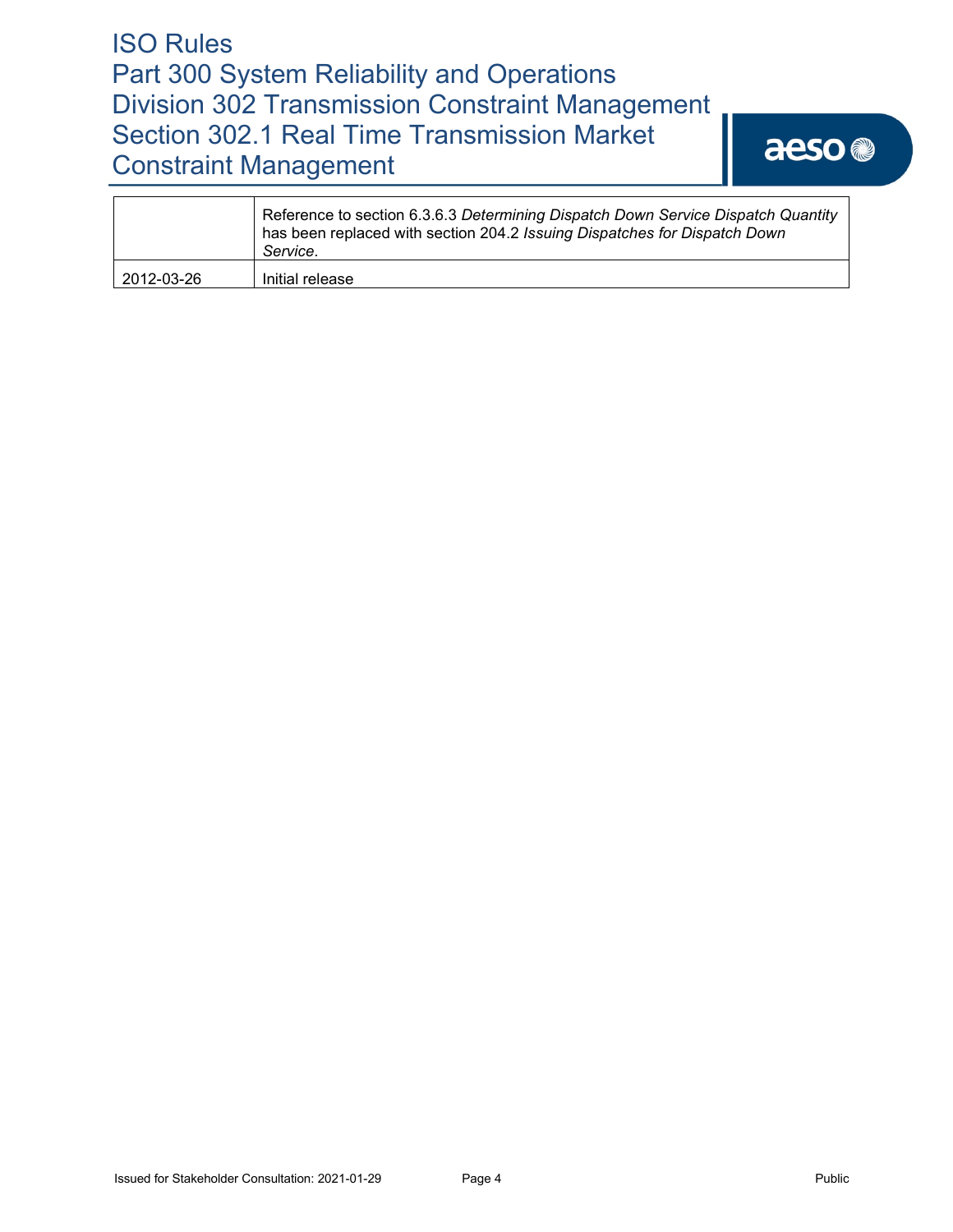| | |
|---|---|
| | Reference to section 6.3.6.3 *Determining Dispatch Down Service Dispatch Quantity* has been replaced with section 204.2 *Issuing Dispatches for Dispatch Down Service*. |
| 2012-03-26 | Initial release |